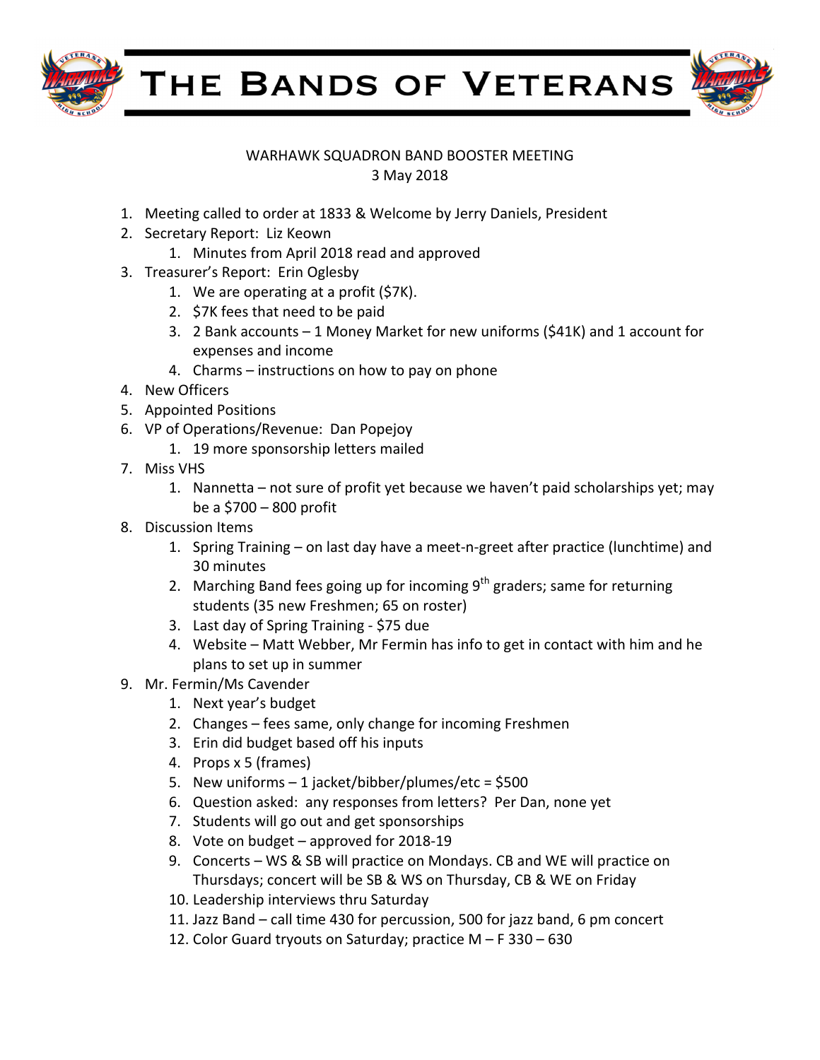# The Bands of Veterans

WARHAWK SQUADRON BAND BOOSTER MEETING
3 May 2018

1. Meeting called to order at 1833 & Welcome by Jerry Daniels, President
2. Secretary Report: Liz Keown
    1. Minutes from April 2018 read and approved
3. Treasurer's Report: Erin Oglesby
    1. We are operating at a profit ($7K).
    2. $7K fees that need to be paid
    3. 2 Bank accounts – 1 Money Market for new uniforms ($41K) and 1 account for expenses and income
    4. Charms – instructions on how to pay on phone
4. New Officers
5. Appointed Positions
6. VP of Operations/Revenue: Dan Popejoy
    1. 19 more sponsorship letters mailed
7. Miss VHS
    1. Nannetta – not sure of profit yet because we haven't paid scholarships yet; may be a $700 – 800 profit
8. Discussion Items
    1. Spring Training – on last day have a meet-n-greet after practice (lunchtime) and 30 minutes
    2. Marching Band fees going up for incoming 9th graders; same for returning students (35 new Freshmen; 65 on roster)
    3. Last day of Spring Training - $75 due
    4. Website – Matt Webber, Mr Fermin has info to get in contact with him and he plans to set up in summer
9. Mr. Fermin/Ms Cavender
    1. Next year's budget
    2. Changes – fees same, only change for incoming Freshmen
    3. Erin did budget based off his inputs
    4. Props x 5 (frames)
    5. New uniforms – 1 jacket/bibber/plumes/etc = $500
    6. Question asked: any responses from letters? Per Dan, none yet
    7. Students will go out and get sponsorships
    8. Vote on budget – approved for 2018-19
    9. Concerts – WS & SB will practice on Mondays. CB and WE will practice on Thursdays; concert will be SB & WS on Thursday, CB & WE on Friday
    10. Leadership interviews thru Saturday
    11. Jazz Band – call time 430 for percussion, 500 for jazz band, 6 pm concert
    12. Color Guard tryouts on Saturday; practice M – F 330 – 630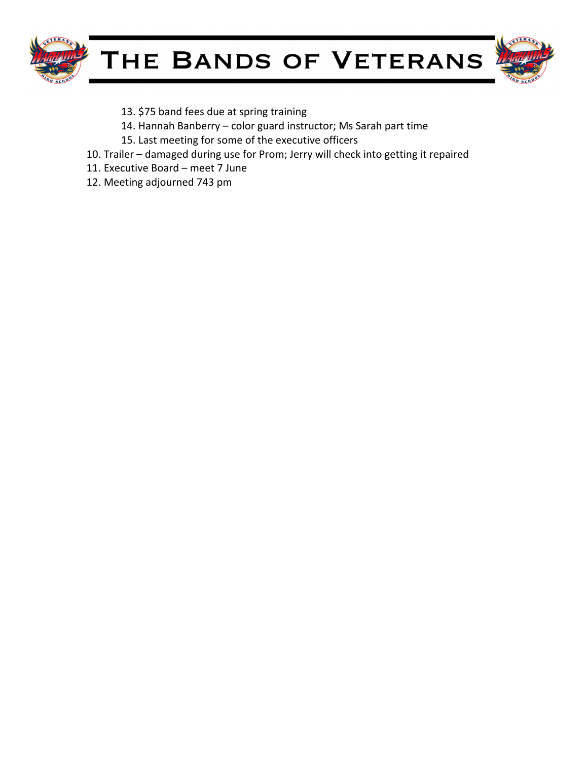13. $75 band fees due at spring training
   14. Hannah Banberry – color guard instructor; Ms Sarah part time
   15. Last meeting for some of the executive officers

10. Trailer – damaged during use for Prom; Jerry will check into getting it repaired
11. Executive Board – meet 7 June
12. Meeting adjourned 743 pm